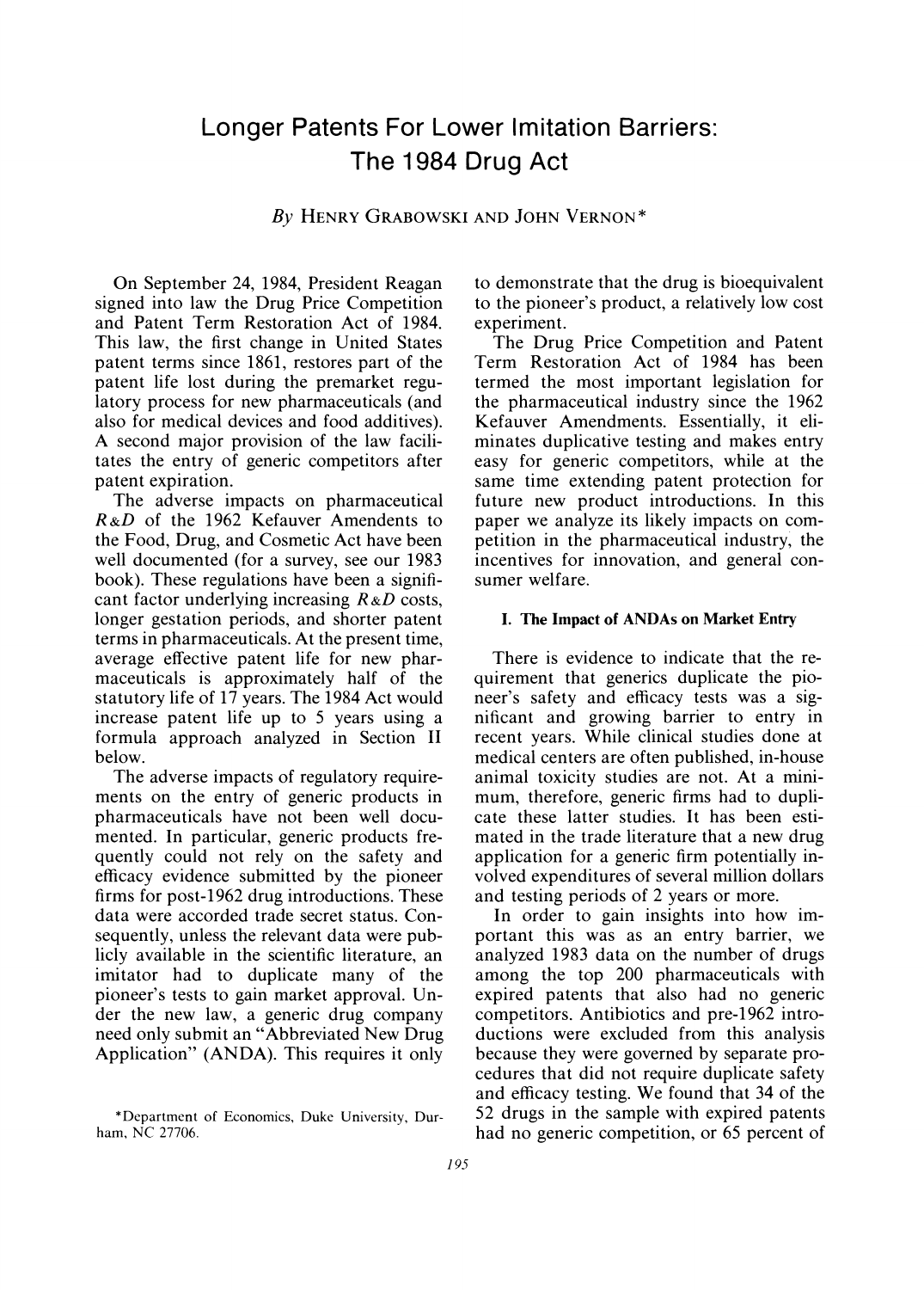# Longer Patents For Lower Imitation Barriers: The 1984 Drug Act

*By* HENRY GRABOWSKI AND JOHN VERNON*

On September 24, 1984, President Reagan signed into law the Drug Price Competition and Patent Term Restoration Act of 1984. This law, the first change in United States patent terms since 1861, restores part of the patent life lost during the premarket regulatory process for new pharmaceuticals (and also for medical devices and food additives). A second major provision of the law facilitates the entry of generic competitors after patent expiration.

The adverse impacts on pharmaceutical *R&D* of the 1962 Kefauver Amendents to the Food, Drug, and Cosmetic Act have been well documented (for a survey, see our 1983 book). These regulations have been a significant factor underlying increasing *R&D* costs, longer gestation periods, and shorter patent terms in pharmaceuticals. At the present time, average effective patent life for new pharmaceuticals is approximately half of the statutory life of 17 years. The 1984 Act would increase patent life up to 5 years using a formula approach analyzed in Section II below.

The adverse impacts of regulatory requirements on the entry of generic products in pharmaceuticals have not been well documented. In particular, generic products frequently could not rely on the safety and efficacy evidence submitted by the pioneer firms for post-1962 drug introductions. These data were accorded trade secret status. Consequently, unless the relevant data were publicly available in the scientific literature, an imitator had to duplicate many of the pioneer's tests to gain market approval. Under the new law, a generic drug company need only submit an "Abbreviated New Drug Application" (ANDA). This requires it only to demonstrate that the drug is bioequivalent to the pioneer's product, a relatively low cost experiment.

The Drug Price Competition and Patent Term Restoration Act of 1984 has been termed the most important legislation for the pharmaceutical industry since the 1962 Kefauver Amendments. Essentially, it eliminates duplicative testing and makes entry easy for generic competitors, while at the same time extending patent protection for future new product introductions. In this paper we analyze its likely impacts on competition in the pharmaceutical industry, the incentives for innovation, and general consumer welfare.

## I. The Impact of ANDAs on Market Entry

There is evidence to indicate that the requirement that generics duplicate the pioneer's safety and efficacy tests was a significant and growing barrier to entry in recent years. While clinical studies done at medical centers are often published, in-house animal toxicity studies are not. At a minimum, therefore, generic firms had to duplicate these latter studies. It has been estimated in the trade literature that a new drug application for a generic firm potentially involved expenditures of several million dollars and testing periods of 2 years or more.

In order to gain insights into how important this was as an entry barrier, we analyzed 1983 data on the number of drugs among the top 200 pharmaceuticals with expired patents that also had no generic competitors. Antibiotics and pre-1962 introductions were excluded from this analysis because they were governed by separate procedures that did not require duplicate safety and efficacy testing. We found that 34 of the 52 drugs in the sample with expired patents had no generic competition, or 65 percent of

*Department of Economics, Duke University, Durham, NC 27706.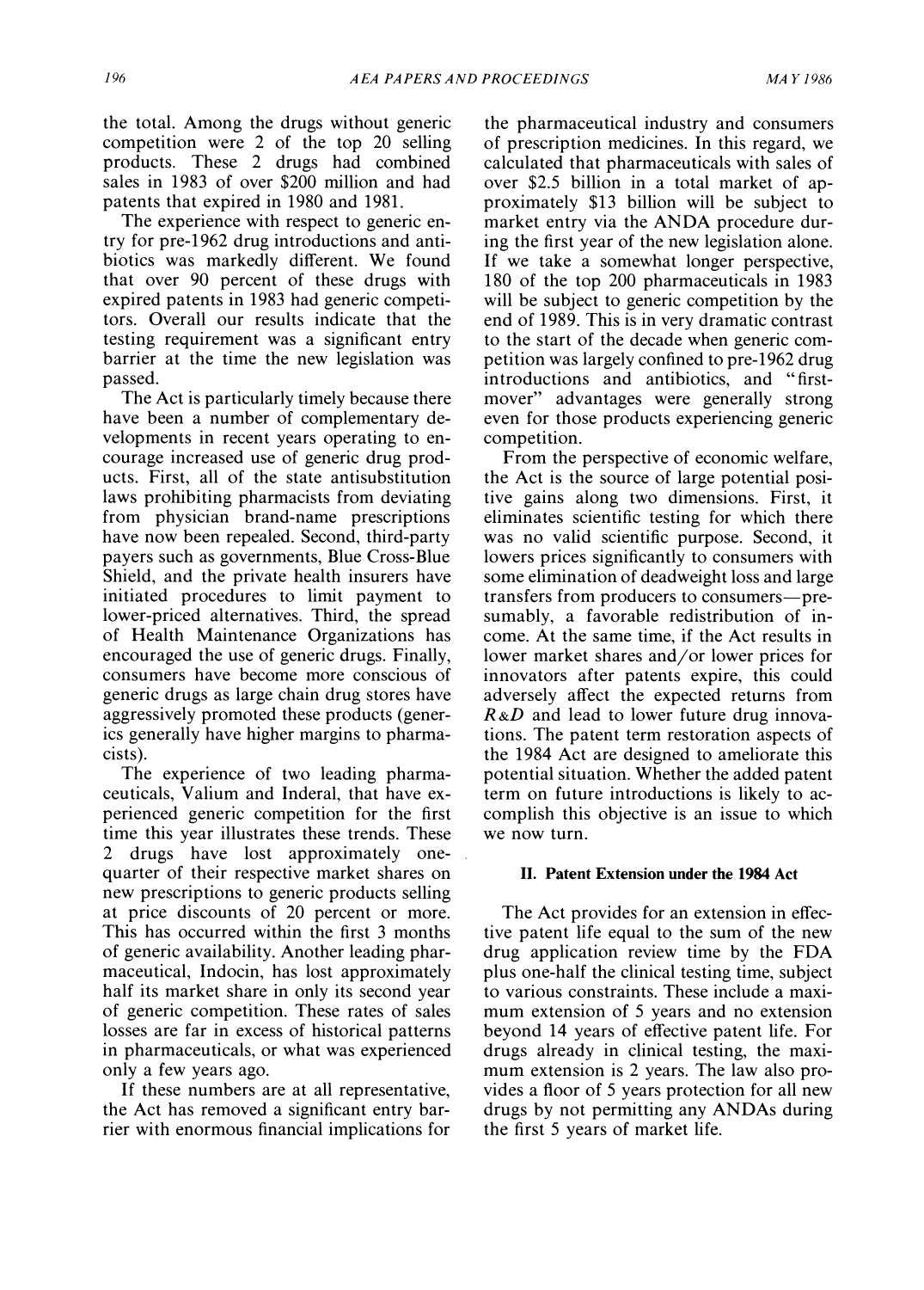the total. Among the drugs without generic competition were 2 of the top 20 selling products. These 2 drugs had combined sales in 1983 of over $200 million and had patents that expired in 1980 and 1981.

The experience with respect to generic entry for pre-1962 drug introductions and antibiotics was markedly different. We found that over 90 percent of these drugs with expired patents in 1983 had generic competitors. Overall our results indicate that the testing requirement was a significant entry barrier at the time the new legislation was passed.

The Act is particularly timely because there have been a number of complementary developments in recent years operating to encourage increased use of generic drug products. First, all of the state antisubstitution laws prohibiting pharmacists from deviating from physician brand-name prescriptions have now been repealed. Second, third-party payers such as governments, Blue Cross-Blue Shield, and the private health insurers have initiated procedures to limit payment to lower-priced alternatives. Third, the spread of Health Maintenance Organizations has encouraged the use of generic drugs. Finally, consumers have become more conscious of generic drugs as large chain drug stores have aggressively promoted these products (generics generally have higher margins to pharmacists).

The experience of two leading pharmaceuticals, Valium and Inderal, that have experienced generic competition for the first time this year illustrates these trends. These 2 drugs have lost approximately one-quarter of their respective market shares on new prescriptions to generic products selling at price discounts of 20 percent or more. This has occurred within the first 3 months of generic availability. Another leading pharmaceutical, Indocin, has lost approximately half its market share in only its second year of generic competition. These rates of sales losses are far in excess of historical patterns in pharmaceuticals, or what was experienced only a few years ago.

If these numbers are at all representative, the Act has removed a significant entry barrier with enormous financial implications for the pharmaceutical industry and consumers of prescription medicines. In this regard, we calculated that pharmaceuticals with sales of over $2.5 billion in a total market of approximately $13 billion will be subject to market entry via the ANDA procedure during the first year of the new legislation alone. If we take a somewhat longer perspective, 180 of the top 200 pharmaceuticals in 1983 will be subject to generic competition by the end of 1989. This is in very dramatic contrast to the start of the decade when generic competition was largely confined to pre-1962 drug introductions and antibiotics, and "first-mover" advantages were generally strong even for those products experiencing generic competition.

From the perspective of economic welfare, the Act is the source of large potential positive gains along two dimensions. First, it eliminates scientific testing for which there was no valid scientific purpose. Second, it lowers prices significantly to consumers with some elimination of deadweight loss and large transfers from producers to consumers—presumably, a favorable redistribution of income. At the same time, if the Act results in lower market shares and/or lower prices for innovators after patents expire, this could adversely affect the expected returns from *R&D* and lead to lower future drug innovations. The patent term restoration aspects of the 1984 Act are designed to ameliorate this potential situation. Whether the added patent term on future introductions is likely to accomplish this objective is an issue to which we now turn.

## II. Patent Extension under the 1984 Act

The Act provides for an extension in effective patent life equal to the sum of the new drug application review time by the FDA plus one-half the clinical testing time, subject to various constraints. These include a maximum extension of 5 years and no extension beyond 14 years of effective patent life. For drugs already in clinical testing, the maximum extension is 2 years. The law also provides a floor of 5 years protection for all new drugs by not permitting any ANDAs during the first 5 years of market life.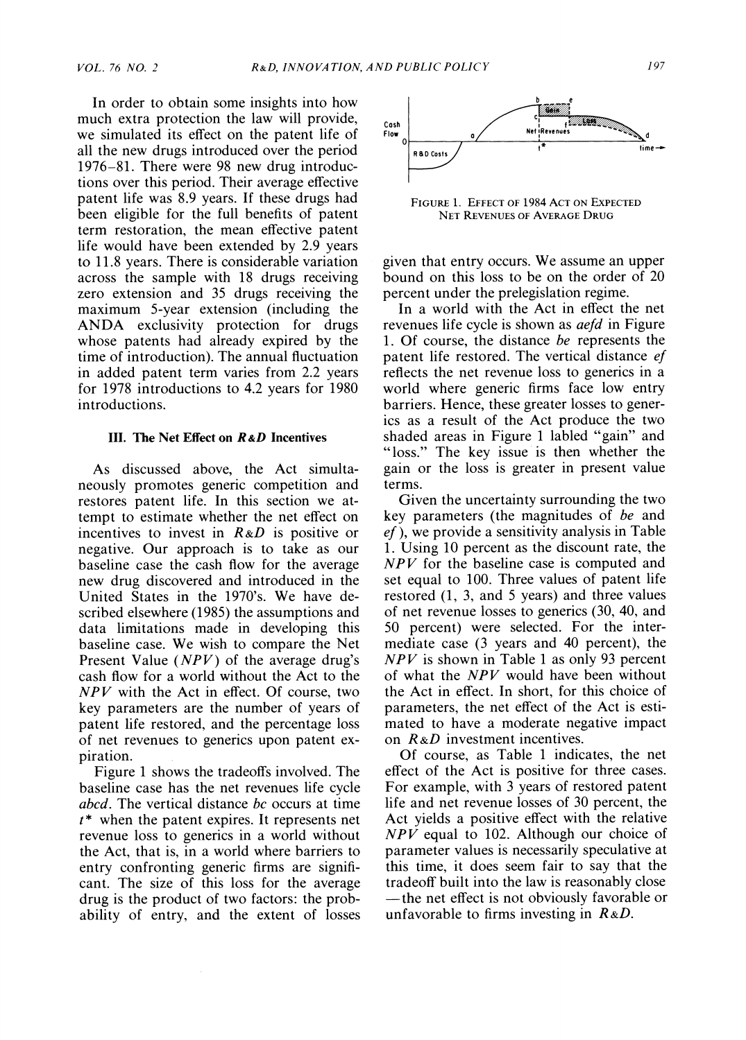In order to obtain some insights into how much extra protection the law will provide, we simulated its effect on the patent life of all the new drugs introduced over the period 1976–81. There were 98 new drug introductions over this period. Their average effective patent life was 8.9 years. If these drugs had been eligible for the full benefits of patent term restoration, the mean effective patent life would have been extended by 2.9 years to 11.8 years. There is considerable variation across the sample with 18 drugs receiving zero extension and 35 drugs receiving the maximum 5-year extension (including the ANDA exclusivity protection for drugs whose patents had already expired by the time of introduction). The annual fluctuation in added patent term varies from 2.2 years for 1978 introductions to 4.2 years for 1980 introductions.

## III. The Net Effect on *R&D* Incentives

As discussed above, the Act simultaneously promotes generic competition and restores patent life. In this section we attempt to estimate whether the net effect on incentives to invest in *R&D* is positive or negative. Our approach is to take as our baseline case the cash flow for the average new drug discovered and introduced in the United States in the 1970's. We have described elsewhere (1985) the assumptions and data limitations made in developing this baseline case. We wish to compare the Net Present Value (*NPV*) of the average drug's cash flow for a world without the Act to the *NPV* with the Act in effect. Of course, two key parameters are the number of years of patent life restored, and the percentage loss of net revenues to generics upon patent expiration.

Figure 1 shows the tradeoffs involved. The baseline case has the net revenues life cycle *abcd*. The vertical distance *bc* occurs at time $t^*$ when the patent expires. It represents net revenue loss to generics in a world without the Act, that is, in a world where barriers to entry confronting generic firms are significant. The size of this loss for the average drug is the product of two factors: the probability of entry, and the extent of losses given that entry occurs. We assume an upper bound on this loss to be on the order of 20 percent under the prelegislation regime.

FIGURE 1. EFFECT OF 1984 ACT ON EXPECTED NET REVENUES OF AVERAGE DRUG

In a world with the Act in effect the net revenues life cycle is shown as *aefd* in Figure 1. Of course, the distance *be* represents the patent life restored. The vertical distance *ef* reflects the net revenue loss to generics in a world where generic firms face low entry barriers. Hence, these greater losses to generics as a result of the Act produce the two shaded areas in Figure 1 labled "gain" and "loss." The key issue is then whether the gain or the loss is greater in present value terms.

Given the uncertainty surrounding the two key parameters (the magnitudes of *be* and *ef*), we provide a sensitivity analysis in Table 1. Using 10 percent as the discount rate, the *NPV* for the baseline case is computed and set equal to 100. Three values of patent life restored (1, 3, and 5 years) and three values of net revenue losses to generics (30, 40, and 50 percent) were selected. For the intermediate case (3 years and 40 percent), the *NPV* is shown in Table 1 as only 93 percent of what the *NPV* would have been without the Act in effect. In short, for this choice of parameters, the net effect of the Act is estimated to have a moderate negative impact on *R&D* investment incentives.

Of course, as Table 1 indicates, the net effect of the Act is positive for three cases. For example, with 3 years of restored patent life and net revenue losses of 30 percent, the Act yields a positive effect with the relative *NPV* equal to 102. Although our choice of parameter values is necessarily speculative at this time, it does seem fair to say that the tradeoff built into the law is reasonably close —the net effect is not obviously favorable or unfavorable to firms investing in *R&D*.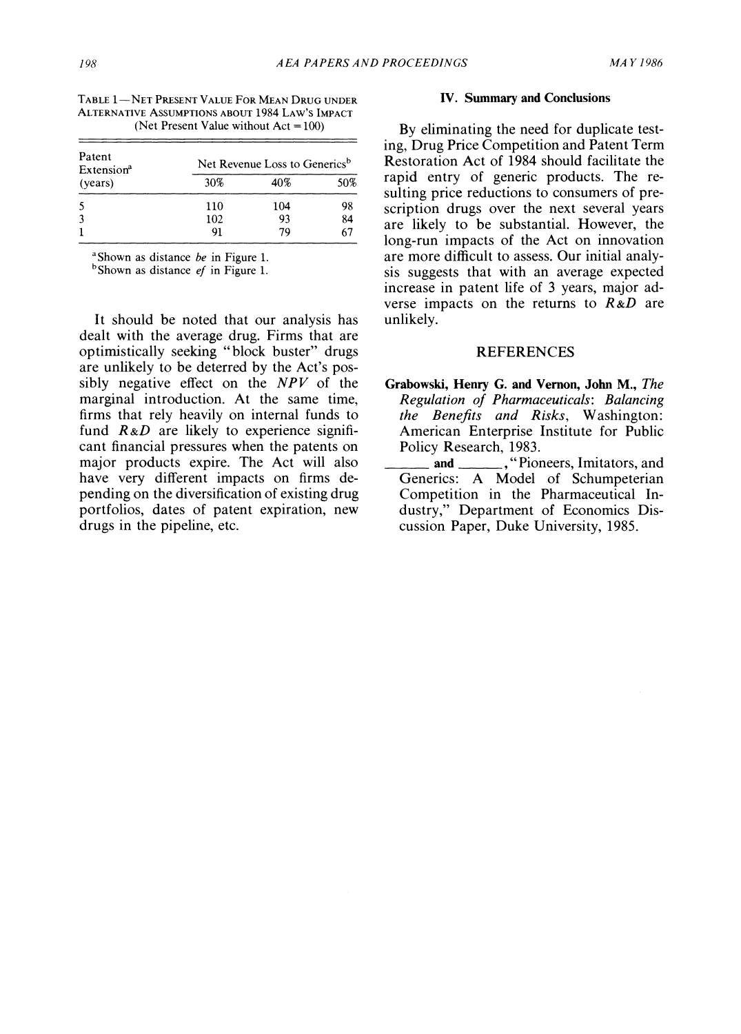TABLE 1—NET PRESENT VALUE FOR MEAN DRUG UNDER ALTERNATIVE ASSUMPTIONS ABOUT 1984 LAW'S IMPACT (Net Present Value without Act = 100)

| Patent Extension[a] (years) | Net Revenue Loss to Generics[b] | | |
|---|---|---|---|
| | 30% | 40% | 50% |
| 5 | 110 | 104 | 98 |
| 3 | 102 | 93 | 84 |
| 1 | 91 | 79 | 67 |

[a]Shown as distance *be* in Figure 1.
[b]Shown as distance *ef* in Figure 1.

It should be noted that our analysis has dealt with the average drug. Firms that are optimistically seeking "block buster" drugs are unlikely to be deterred by the Act's possibly negative effect on the *NPV* of the marginal introduction. At the same time, firms that rely heavily on internal funds to fund *R&D* are likely to experience significant financial pressures when the patents on major products expire. The Act will also have very different impacts on firms depending on the diversification of existing drug portfolios, dates of patent expiration, new drugs in the pipeline, etc.

## IV. Summary and Conclusions

By eliminating the need for duplicate testing, Drug Price Competition and Patent Term Restoration Act of 1984 should facilitate the rapid entry of generic products. The resulting price reductions to consumers of prescription drugs over the next several years are likely to be substantial. However, the long-run impacts of the Act on innovation are more difficult to assess. Our initial analysis suggests that with an average expected increase in patent life of 3 years, major adverse impacts on the returns to *R&D* are unlikely.

## REFERENCES

**Grabowski, Henry G. and Vernon, John M.,** *The Regulation of Pharmaceuticals: Balancing the Benefits and Risks*, Washington: American Enterprise Institute for Public Policy Research, 1983.

______ **and** ______, "Pioneers, Imitators, and Generics: A Model of Schumpeterian Competition in the Pharmaceutical Industry," Department of Economics Discussion Paper, Duke University, 1985.